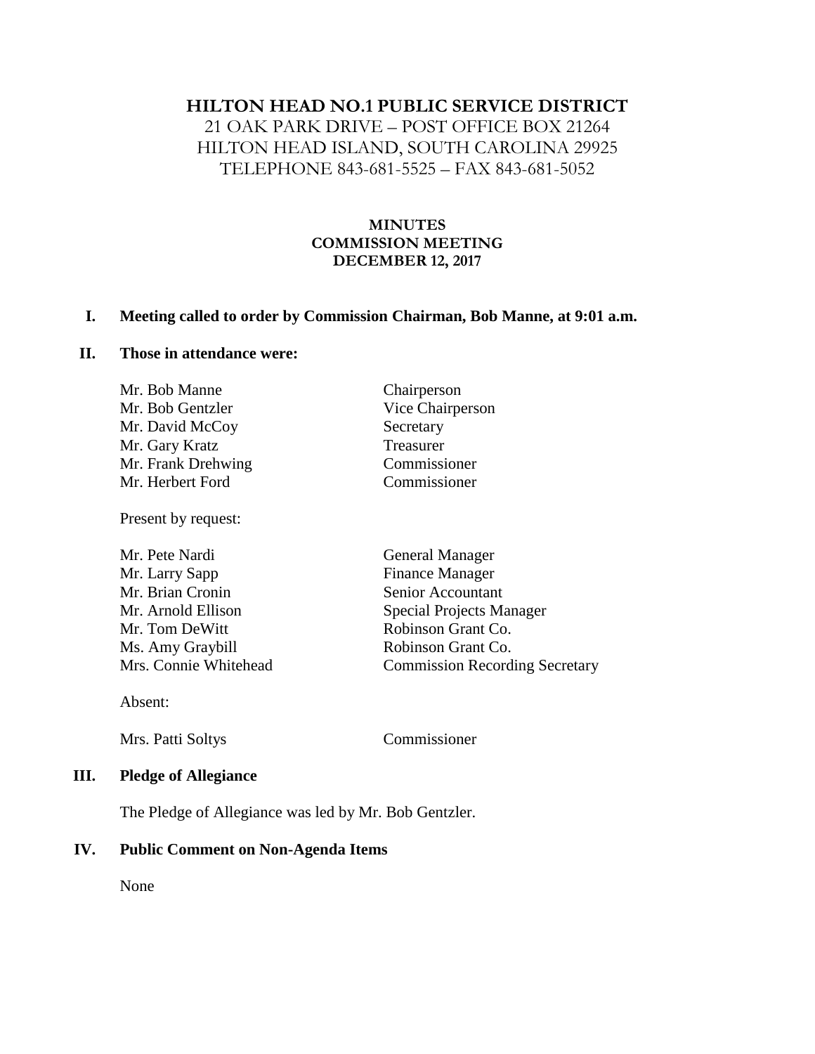# HILTON HEAD NO.1 PUBLIC SERVICE DISTRICT

21 OAK PARK DRIVE – POST OFFICE BOX 21264
HILTON HEAD ISLAND, SOUTH CAROLINA 29925
TELEPHONE 843-681-5525 – FAX 843-681-5052

**MINUTES**
**COMMISSION MEETING**
**DECEMBER 12, 2017**

**I. Meeting called to order by Commission Chairman, Bob Manne, at 9:01 a.m.**

**II. Those in attendance were:**

| | |
|---|---|
| Mr. Bob Manne | Chairperson |
| Mr. Bob Gentzler | Vice Chairperson |
| Mr. David McCoy | Secretary |
| Mr. Gary Kratz | Treasurer |
| Mr. Frank Drehwing | Commissioner |
| Mr. Herbert Ford | Commissioner |

Present by request:

| | |
|---|---|
| Mr. Pete Nardi | General Manager |
| Mr. Larry Sapp | Finance Manager |
| Mr. Brian Cronin | Senior Accountant |
| Mr. Arnold Ellison | Special Projects Manager |
| Mr. Tom DeWitt | Robinson Grant Co. |
| Ms. Amy Graybill | Robinson Grant Co. |
| Mrs. Connie Whitehead | Commission Recording Secretary |

Absent:

| | |
|---|---|
| Mrs. Patti Soltys | Commissioner |

**III. Pledge of Allegiance**

The Pledge of Allegiance was led by Mr. Bob Gentzler.

**IV. Public Comment on Non-Agenda Items**

None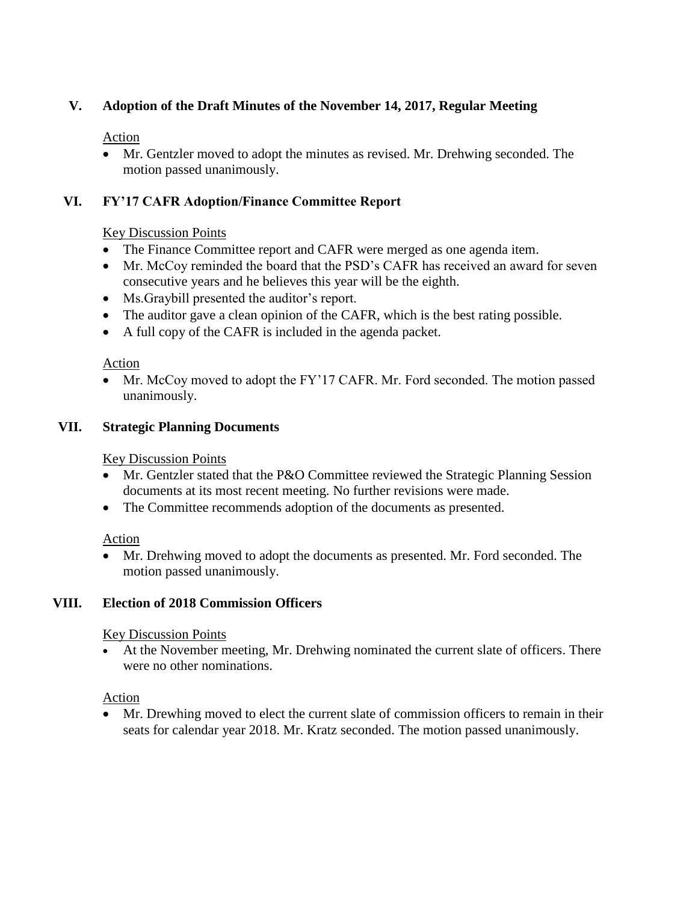## V. Adoption of the Draft Minutes of the November 14, 2017, Regular Meeting

Action

- Mr. Gentzler moved to adopt the minutes as revised. Mr. Drehwing seconded. The motion passed unanimously.

## VI. FY'17 CAFR Adoption/Finance Committee Report

Key Discussion Points

- The Finance Committee report and CAFR were merged as one agenda item.
- Mr. McCoy reminded the board that the PSD's CAFR has received an award for seven consecutive years and he believes this year will be the eighth.
- Ms.Graybill presented the auditor's report.
- The auditor gave a clean opinion of the CAFR, which is the best rating possible.
- A full copy of the CAFR is included in the agenda packet.

Action

- Mr. McCoy moved to adopt the FY'17 CAFR. Mr. Ford seconded. The motion passed unanimously.

## VII. Strategic Planning Documents

Key Discussion Points

- Mr. Gentzler stated that the P&O Committee reviewed the Strategic Planning Session documents at its most recent meeting. No further revisions were made.
- The Committee recommends adoption of the documents as presented.

Action

- Mr. Drehwing moved to adopt the documents as presented. Mr. Ford seconded. The motion passed unanimously.

## VIII. Election of 2018 Commission Officers

Key Discussion Points

- At the November meeting, Mr. Drehwing nominated the current slate of officers. There were no other nominations.

Action

- Mr. Drewhing moved to elect the current slate of commission officers to remain in their seats for calendar year 2018. Mr. Kratz seconded. The motion passed unanimously.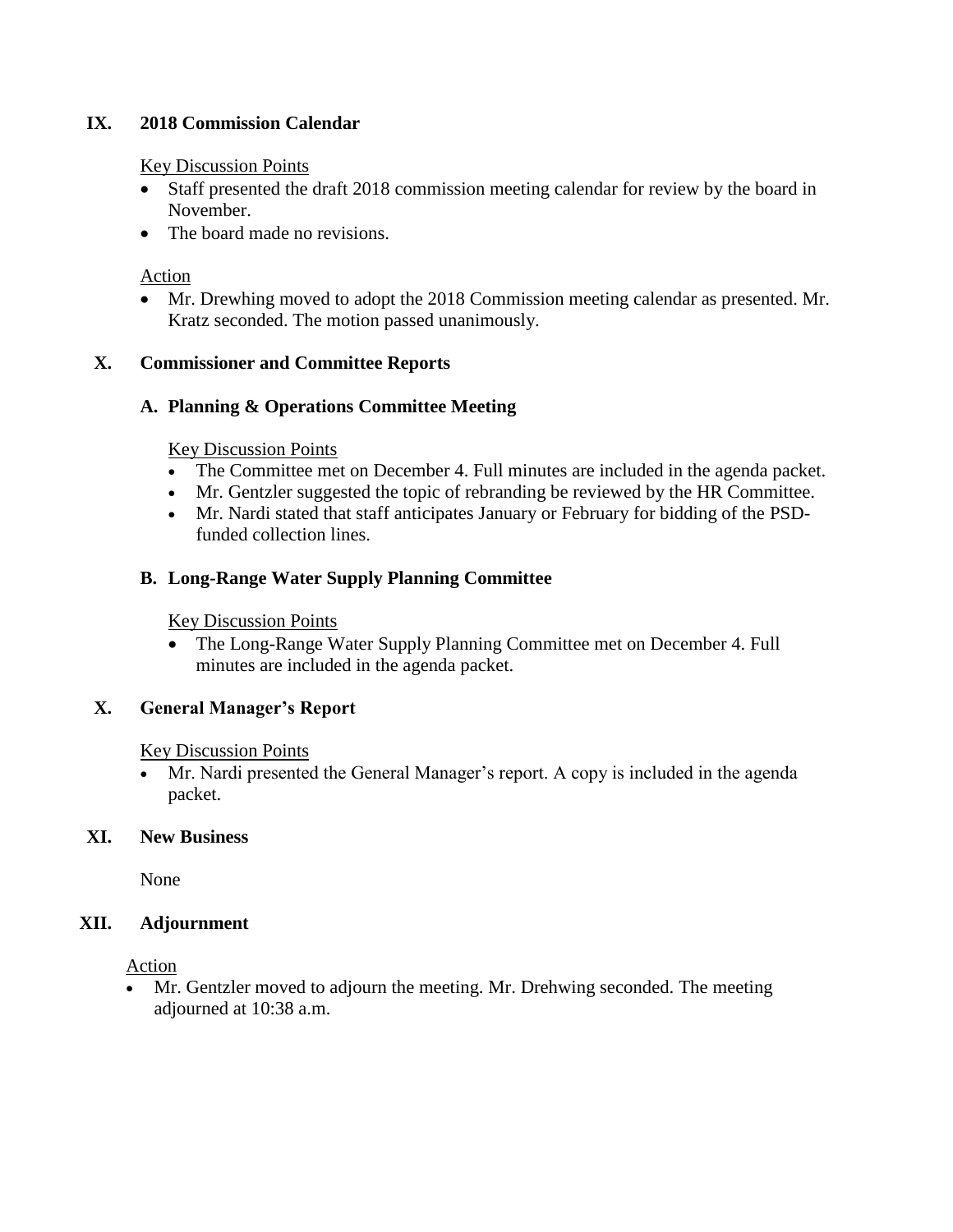## IX. 2018 Commission Calendar

Key Discussion Points

- Staff presented the draft 2018 commission meeting calendar for review by the board in November.
- The board made no revisions.

Action

- Mr. Drewhing moved to adopt the 2018 Commission meeting calendar as presented. Mr. Kratz seconded. The motion passed unanimously.

## X. Commissioner and Committee Reports

### A. Planning & Operations Committee Meeting

Key Discussion Points

- The Committee met on December 4. Full minutes are included in the agenda packet.
- Mr. Gentzler suggested the topic of rebranding be reviewed by the HR Committee.
- Mr. Nardi stated that staff anticipates January or February for bidding of the PSD-funded collection lines.

### B. Long-Range Water Supply Planning Committee

Key Discussion Points

- The Long-Range Water Supply Planning Committee met on December 4. Full minutes are included in the agenda packet.

## X. General Manager's Report

Key Discussion Points

- Mr. Nardi presented the General Manager's report. A copy is included in the agenda packet.

## XI. New Business

None

## XII. Adjournment

Action

- Mr. Gentzler moved to adjourn the meeting. Mr. Drehwing seconded. The meeting adjourned at 10:38 a.m.